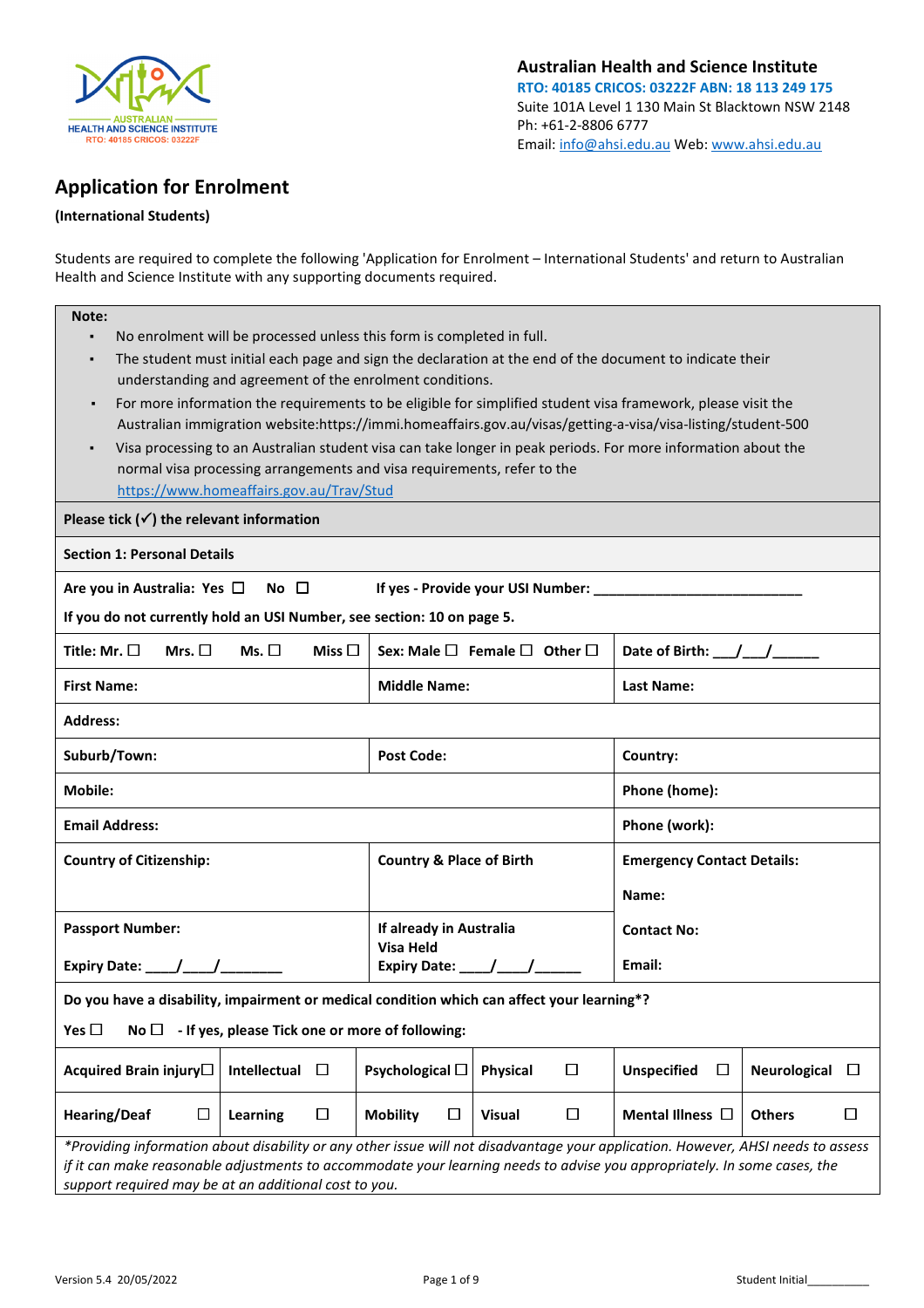**Australian Health and Science Institute**
**RTO: 40185 CRICOS: 03222F ABN: 18 113 249 175**
Suite 101A Level 1 130 Main St Blacktown NSW 2148
Ph: +61-2-8806 6777
Email: info@ahsi.edu.au Web: www.ahsi.edu.au

# Application for Enrolment

**(International Students)**

Students are required to complete the following 'Application for Enrolment – International Students' and return to Australian Health and Science Institute with any supporting documents required.

**Note:**

- No enrolment will be processed unless this form is completed in full.
- The student must initial each page and sign the declaration at the end of the document to indicate their understanding and agreement of the enrolment conditions.
- For more information the requirements to be eligible for simplified student visa framework, please visit the Australian immigration website:https://immi.homeaffairs.gov.au/visas/getting-a-visa/visa-listing/student-500
- Visa processing to an Australian student visa can take longer in peak periods. For more information about the normal visa processing arrangements and visa requirements, refer to the https://www.homeaffairs.gov.au/Trav/Stud

**Please tick (✓) the relevant information**

**Section 1: Personal Details**

**Are you in Australia: Yes ☐ No ☐ If yes - Provide your USI Number: ___________________________**

**If you do not currently hold an USI Number, see section: 10 on page 5.**

| | | |
|---|---|---|
| **Title: Mr. ☐ Mrs. ☐ Ms. ☐ Miss ☐** | **Sex: Male ☐ Female ☐ Other ☐** | **Date of Birth: ___/___/______** |
| **First Name:** | **Middle Name:** | **Last Name:** |
| **Address:** | | |
| **Suburb/Town:** | **Post Code:** | **Country:** |
| **Mobile:** | | **Phone (home):** |
| **Email Address:** | | **Phone (work):** |
| **Country of Citizenship:** | **Country & Place of Birth** | **Emergency Contact Details:** <br> **Name:** |
| **Passport Number:** <br> **Expiry Date: ____/____/________** | **If already in Australia** <br> **Visa Held** <br> **Expiry Date: ____/____/______** | **Contact No:** <br> **Email:** |

**Do you have a disability, impairment or medical condition which can affect your learning*?**

**Yes ☐ No ☐ - If yes, please Tick one or more of following:**

| | | | | | |
|---|---|---|---|---|---|
| **Acquired Brain injury ☐** | **Intellectual ☐** | **Psychological ☐** | **Physical ☐** | **Unspecified ☐** | **Neurological ☐** |
| **Hearing/Deaf ☐** | **Learning ☐** | **Mobility ☐** | **Visual ☐** | **Mental Illness ☐** | **Others ☐** |

*\*Providing information about disability or any other issue will not disadvantage your application. However, AHSI needs to assess if it can make reasonable adjustments to accommodate your learning needs to advise you appropriately. In some cases, the support required may be at an additional cost to you.*

Version 5.4 20/05/2022 Student Initial__________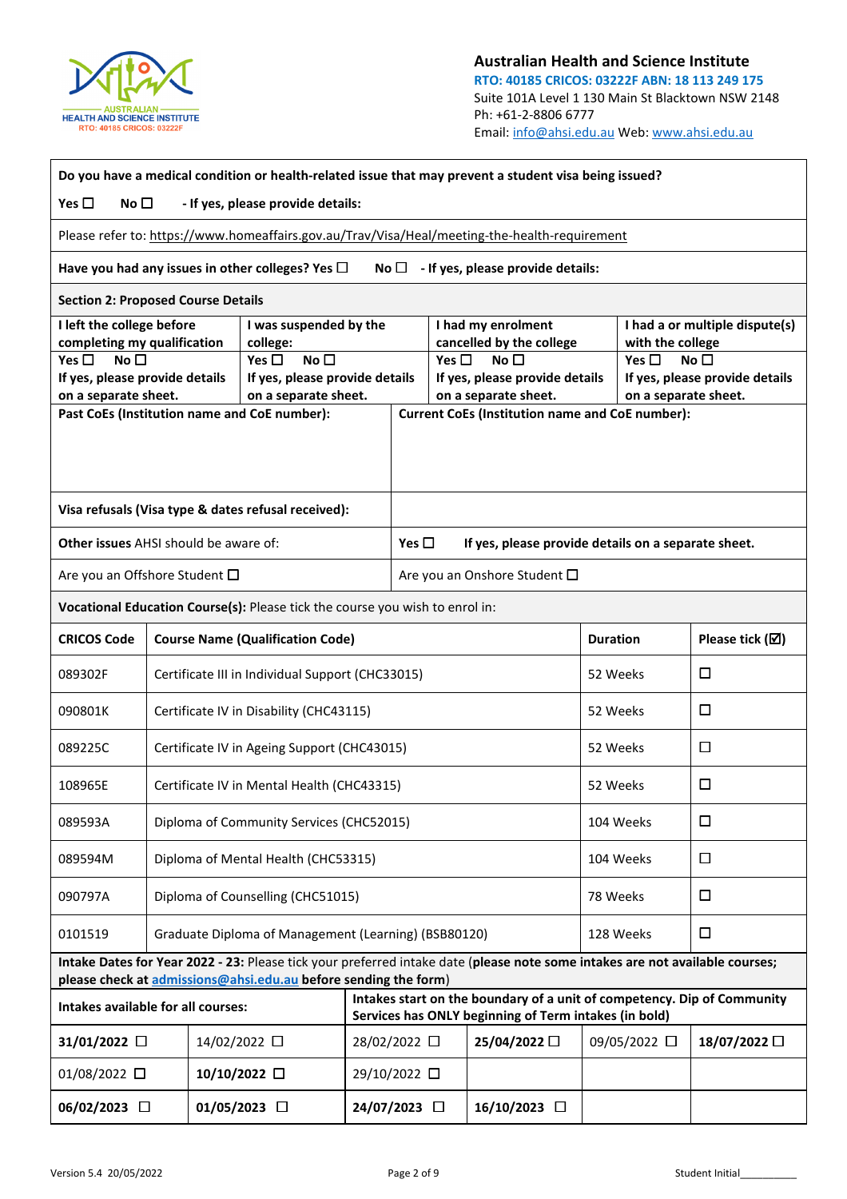**Australian Health and Science Institute**
**RTO: 40185 CRICOS: 03222F ABN: 18 113 249 175**
Suite 101A Level 1 130 Main St Blacktown NSW 2148
Ph: +61-2-8806 6777
Email: info@ahsi.edu.au Web: www.ahsi.edu.au

**Do you have a medical condition or health-related issue that may prevent a student visa being issued?**

**Yes ☐ No ☐ - If yes, please provide details:**

Please refer to: https://www.homeaffairs.gov.au/Trav/Visa/Heal/meeting-the-health-requirement

**Have you had any issues in other colleges? Yes ☐ No ☐ - If yes, please provide details:**

## Section 2: Proposed Course Details

| I left the college before completing my qualification | I was suspended by the college: | I had my enrolment cancelled by the college | I had a or multiple dispute(s) with the college |
|---|---|---|---|
| Yes ☐ No ☐ If yes, please provide details on a separate sheet. | Yes ☐ No ☐ If yes, please provide details on a separate sheet. | Yes ☐ No ☐ If yes, please provide details on a separate sheet. | Yes ☐ No ☐ If yes, please provide details on a separate sheet. |

| **Past CoEs (Institution name and CoE number):** | **Current CoEs (Institution name and CoE number):** |
|---|---|
| | |
| **Visa refusals (Visa type & dates refusal received):** | |
| **Other issues** AHSI should be aware of: | Yes ☐ **If yes, please provide details on a separate sheet.** |
| Are you an Offshore Student ☐ | Are you an Onshore Student ☐ |

**Vocational Education Course(s):** Please tick the course you wish to enrol in:

| CRICOS Code | Course Name (Qualification Code) | Duration | Please tick (☑) |
|---|---|---|---|
| 089302F | Certificate III in Individual Support (CHC33015) | 52 Weeks | ☐ |
| 090801K | Certificate IV in Disability (CHC43115) | 52 Weeks | ☐ |
| 089225C | Certificate IV in Ageing Support (CHC43015) | 52 Weeks | ☐ |
| 108965E | Certificate IV in Mental Health (CHC43315) | 52 Weeks | ☐ |
| 089593A | Diploma of Community Services (CHC52015) | 104 Weeks | ☐ |
| 089594M | Diploma of Mental Health (CHC53315) | 104 Weeks | ☐ |
| 090797A | Diploma of Counselling (CHC51015) | 78 Weeks | ☐ |
| 0101519 | Graduate Diploma of Management (Learning) (BSB80120) | 128 Weeks | ☐ |

**Intake Dates for Year 2022 - 23:** Please tick your preferred intake date (**please note some intakes are not available courses; please check at admissions@ahsi.edu.au before sending the form**)

| **Intakes available for all courses:** | | **Intakes start on the boundary of a unit of competency. Dip of Community Services has ONLY beginning of Term intakes (in bold)** | | | |
|---|---|---|---|---|---|
| **31/01/2022** ☐ | 14/02/2022 ☐ | 28/02/2022 ☐ | **25/04/2022** ☐ | 09/05/2022 ☐ | **18/07/2022** ☐ |
| 01/08/2022 ☐ | **10/10/2022** ☐ | 29/10/2022 ☐ | | | |
| **06/02/2023** ☐ | **01/05/2023** ☐ | **24/07/2023** ☐ | **16/10/2023** ☐ | | |

Version 5.4 20/05/2022

Student Initial__________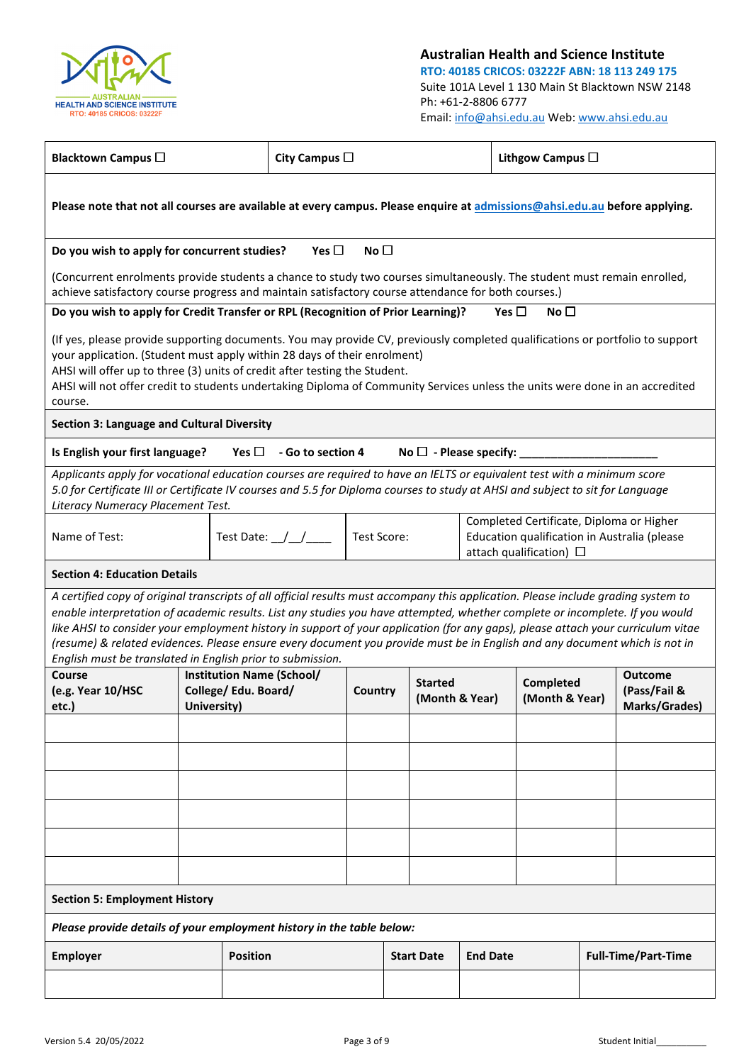**Australian Health and Science Institute**
**RTO: 40185 CRICOS: 03222F ABN: 18 113 249 175**
Suite 101A Level 1 130 Main St Blacktown NSW 2148
Ph: +61-2-8806 6777
Email: info@ahsi.edu.au Web: www.ahsi.edu.au

| **Blacktown Campus ☐** | **City Campus ☐** | **Lithgow Campus ☐** |
|---|---|---|

**Please note that not all courses are available at every campus. Please enquire at admissions@ahsi.edu.au before applying.**

**Do you wish to apply for concurrent studies?** **Yes ☐** **No ☐**

(Concurrent enrolments provide students a chance to study two courses simultaneously. The student must remain enrolled, achieve satisfactory course progress and maintain satisfactory course attendance for both courses.)

**Do you wish to apply for Credit Transfer or RPL (Recognition of Prior Learning)?** **Yes ☐** **No ☐**

(If yes, please provide supporting documents. You may provide CV, previously completed qualifications or portfolio to support your application. (Student must apply within 28 days of their enrolment)
AHSI will offer up to three (3) units of credit after testing the Student.
AHSI will not offer credit to students undertaking Diploma of Community Services unless the units were done in an accredited course.

## Section 3: Language and Cultural Diversity

**Is English your first language?** **Yes ☐** **- Go to section 4** **No ☐** **- Please specify: ______________________**

*Applicants apply for vocational education courses are required to have an IELTS or equivalent test with a minimum score 5.0 for Certificate III or Certificate IV courses and 5.5 for Diploma courses to study at AHSI and subject to sit for Language Literacy Numeracy Placement Test.*

| Name of Test: | Test Date: __/__/____ | Test Score: | Completed Certificate, Diploma or Higher Education qualification in Australia (please attach qualification) ☐ |
|---|---|---|---|

## Section 4: Education Details

*A certified copy of original transcripts of all official results must accompany this application. Please include grading system to enable interpretation of academic results. List any studies you have attempted, whether complete or incomplete. If you would like AHSI to consider your employment history in support of your application (for any gaps), please attach your curriculum vitae (resume) & related evidences. Please ensure every document you provide must be in English and any document which is not in English must be translated in English prior to submission.*

| Course (e.g. Year 10/HSC etc.) | Institution Name (School/ College/ Edu. Board/ University) | Country | Started (Month & Year) | Completed (Month & Year) | Outcome (Pass/Fail & Marks/Grades) |
|---|---|---|---|---|---|
| | | | | | |
| | | | | | |
| | | | | | |
| | | | | | |
| | | | | | |
| | | | | | |

## Section 5: Employment History

***Please provide details of your employment history in the table below:***

| Employer | Position | Start Date | End Date | Full-Time/Part-Time |
|---|---|---|---|---|
| | | | | |

Version 5.4 20/05/2022 Student Initial__________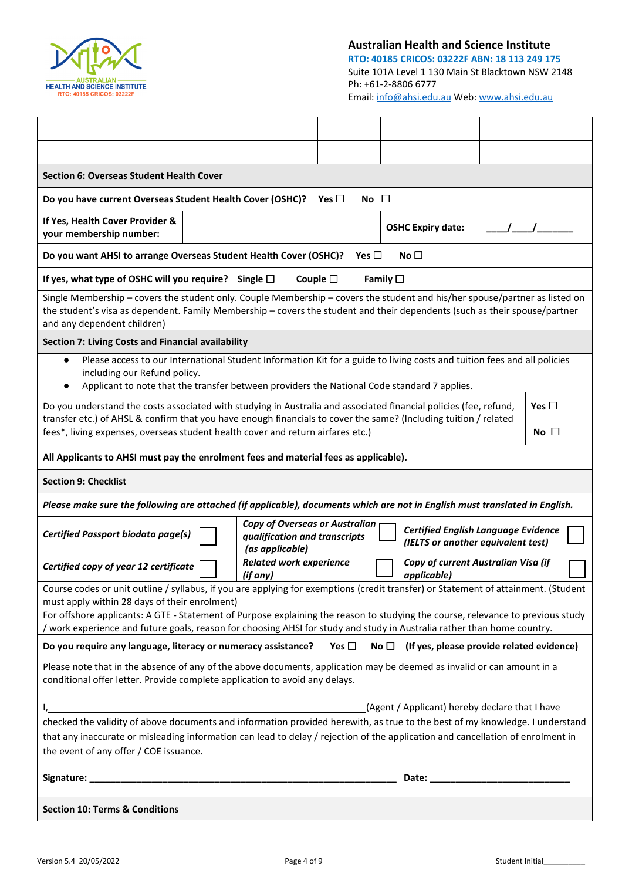**Australian Health and Science Institute**
**RTO: 40185 CRICOS: 03222F ABN: 18 113 249 175**
Suite 101A Level 1 130 Main St Blacktown NSW 2148
Ph: +61-2-8806 6777
Email: info@ahsi.edu.au Web: www.ahsi.edu.au

| | | | | |
|---|---|---|---|---|
| | | | | |
| | | | | |

**Section 6: Overseas Student Health Cover**

**Do you have current Overseas Student Health Cover (OSHC)?** Yes ☐ No ☐

| **If Yes, Health Cover Provider & your membership number:** | | **OSHC Expiry date:** | ___/___/______ |
|---|---|---|---|

**Do you want AHSI to arrange Overseas Student Health Cover (OSHC)?** Yes ☐ No ☐

**If yes, what type of OSHC will you require?** Single ☐ Couple ☐ Family ☐

Single Membership – covers the student only. Couple Membership – covers the student and his/her spouse/partner as listed on the student's visa as dependent. Family Membership – covers the student and their dependents (such as their spouse/partner and any dependent children)

**Section 7: Living Costs and Financial availability**

- Please access to our International Student Information Kit for a guide to living costs and tuition fees and all policies including our Refund policy.
- Applicant to note that the transfer between providers the National Code standard 7 applies.

Do you understand the costs associated with studying in Australia and associated financial policies (fee, refund, transfer etc.) of AHSL & confirm that you have enough financials to cover the same? (Including tuition / related fees*, living expenses, overseas student health cover and return airfares etc.) **Yes** ☐ **No** ☐

**All Applicants to AHSI must pay the enrolment fees and material fees as applicable).**

**Section 9: Checklist**

***Please make sure the following are attached (if applicable), documents which are not in English must translated in English.***

| | | | | | |
|---|---|---|---|---|---|
| *Certified Passport biodata page(s)* | ☐ | *Copy of Overseas or Australian qualification and transcripts (as applicable)* | ☐ | *Certified English Language Evidence (IELTS or another equivalent test)* | ☐ |
| *Certified copy of year 12 certificate* | ☐ | *Related work experience (if any)* | ☐ | *Copy of current Australian Visa (if applicable)* | ☐ |

Course codes or unit outline / syllabus, if you are applying for exemptions (credit transfer) or Statement of attainment. (Student must apply within 28 days of their enrolment)

For offshore applicants: A GTE - Statement of Purpose explaining the reason to studying the course, relevance to previous study / work experience and future goals, reason for choosing AHSI for study and study in Australia rather than home country.

**Do you require any language, literacy or numeracy assistance?** Yes ☐ No ☐ **(If yes, please provide related evidence)**

Please note that in the absence of any of the above documents, application may be deemed as invalid or can amount in a conditional offer letter. Provide complete application to avoid any delays.

I, ____________________________________________(Agent / Applicant) hereby declare that I have checked the validity of above documents and information provided herewith, as true to the best of my knowledge. I understand that any inaccurate or misleading information can lead to delay / rejection of the application and cancellation of enrolment in the event of any offer / COE issuance.

**Signature:** ______________________________________ **Date:** ____________________

**Section 10: Terms & Conditions**

Version 5.4 20/05/2022 Student Initial__________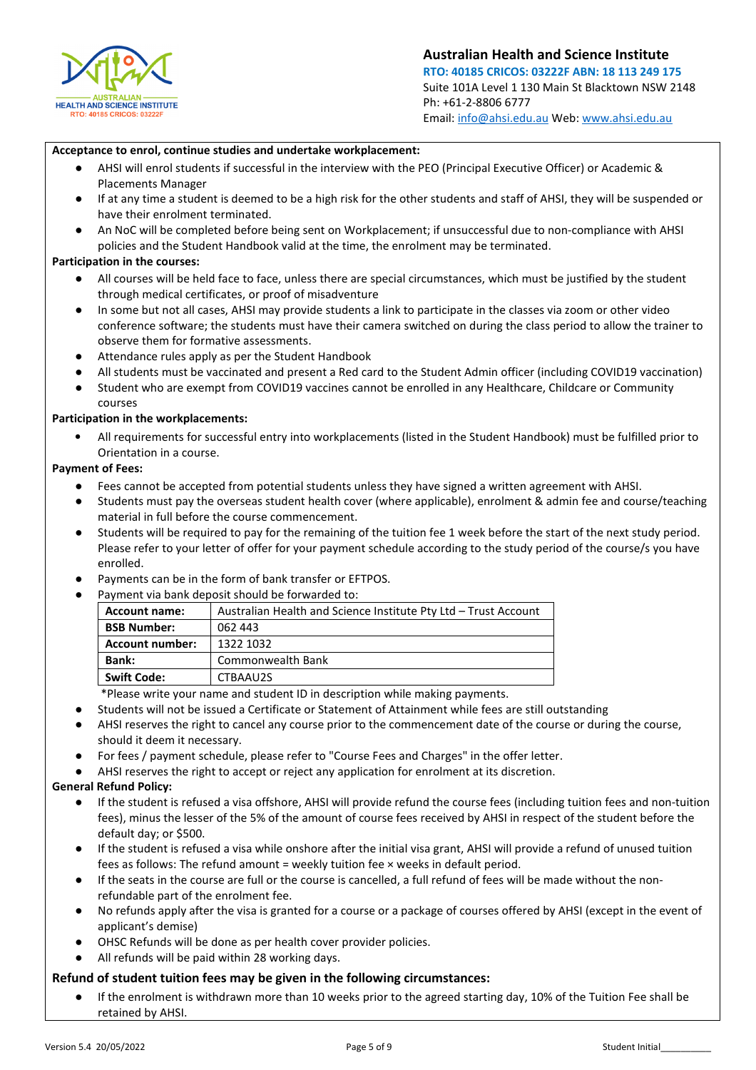**Acceptance to enrol, continue studies and undertake workplacement:**

- AHSI will enrol students if successful in the interview with the PEO (Principal Executive Officer) or Academic & Placements Manager
- If at any time a student is deemed to be a high risk for the other students and staff of AHSI, they will be suspended or have their enrolment terminated.
- An NoC will be completed before being sent on Workplacement; if unsuccessful due to non-compliance with AHSI policies and the Student Handbook valid at the time, the enrolment may be terminated.

**Participation in the courses:**

- All courses will be held face to face, unless there are special circumstances, which must be justified by the student through medical certificates, or proof of misadventure
- In some but not all cases, AHSI may provide students a link to participate in the classes via zoom or other video conference software; the students must have their camera switched on during the class period to allow the trainer to observe them for formative assessments.
- Attendance rules apply as per the Student Handbook
- All students must be vaccinated and present a Red card to the Student Admin officer (including COVID19 vaccination)
- Student who are exempt from COVID19 vaccines cannot be enrolled in any Healthcare, Childcare or Community courses

**Participation in the workplacements:**

- All requirements for successful entry into workplacements (listed in the Student Handbook) must be fulfilled prior to Orientation in a course.

**Payment of Fees:**

- Fees cannot be accepted from potential students unless they have signed a written agreement with AHSI.
- Students must pay the overseas student health cover (where applicable), enrolment & admin fee and course/teaching material in full before the course commencement.
- Students will be required to pay for the remaining of the tuition fee 1 week before the start of the next study period. Please refer to your letter of offer for your payment schedule according to the study period of the course/s you have enrolled.
- Payments can be in the form of bank transfer or EFTPOS.
- Payment via bank deposit should be forwarded to:

| **Account name:** | Australian Health and Science Institute Pty Ltd – Trust Account |
|---|---|
| **BSB Number:** | 062 443 |
| **Account number:** | 1322 1032 |
| **Bank:** | Commonwealth Bank |
| **Swift Code:** | CTBAAU2S |

*Please write your name and student ID in description while making payments.

- Students will not be issued a Certificate or Statement of Attainment while fees are still outstanding
- AHSI reserves the right to cancel any course prior to the commencement date of the course or during the course, should it deem it necessary.
- For fees / payment schedule, please refer to "Course Fees and Charges" in the offer letter.
- AHSI reserves the right to accept or reject any application for enrolment at its discretion.

**General Refund Policy:**

- If the student is refused a visa offshore, AHSI will provide refund the course fees (including tuition fees and non-tuition fees), minus the lesser of the 5% of the amount of course fees received by AHSI in respect of the student before the default day; or $500.
- If the student is refused a visa while onshore after the initial visa grant, AHSI will provide a refund of unused tuition fees as follows: The refund amount = weekly tuition fee × weeks in default period.
- If the seats in the course are full or the course is cancelled, a full refund of fees will be made without the non-refundable part of the enrolment fee.
- No refunds apply after the visa is granted for a course or a package of courses offered by AHSI (except in the event of applicant's demise)
- OHSC Refunds will be done as per health cover provider policies.
- All refunds will be paid within 28 working days.

**Refund of student tuition fees may be given in the following circumstances:**

- If the enrolment is withdrawn more than 10 weeks prior to the agreed starting day, 10% of the Tuition Fee shall be retained by AHSI.

Student Initial__________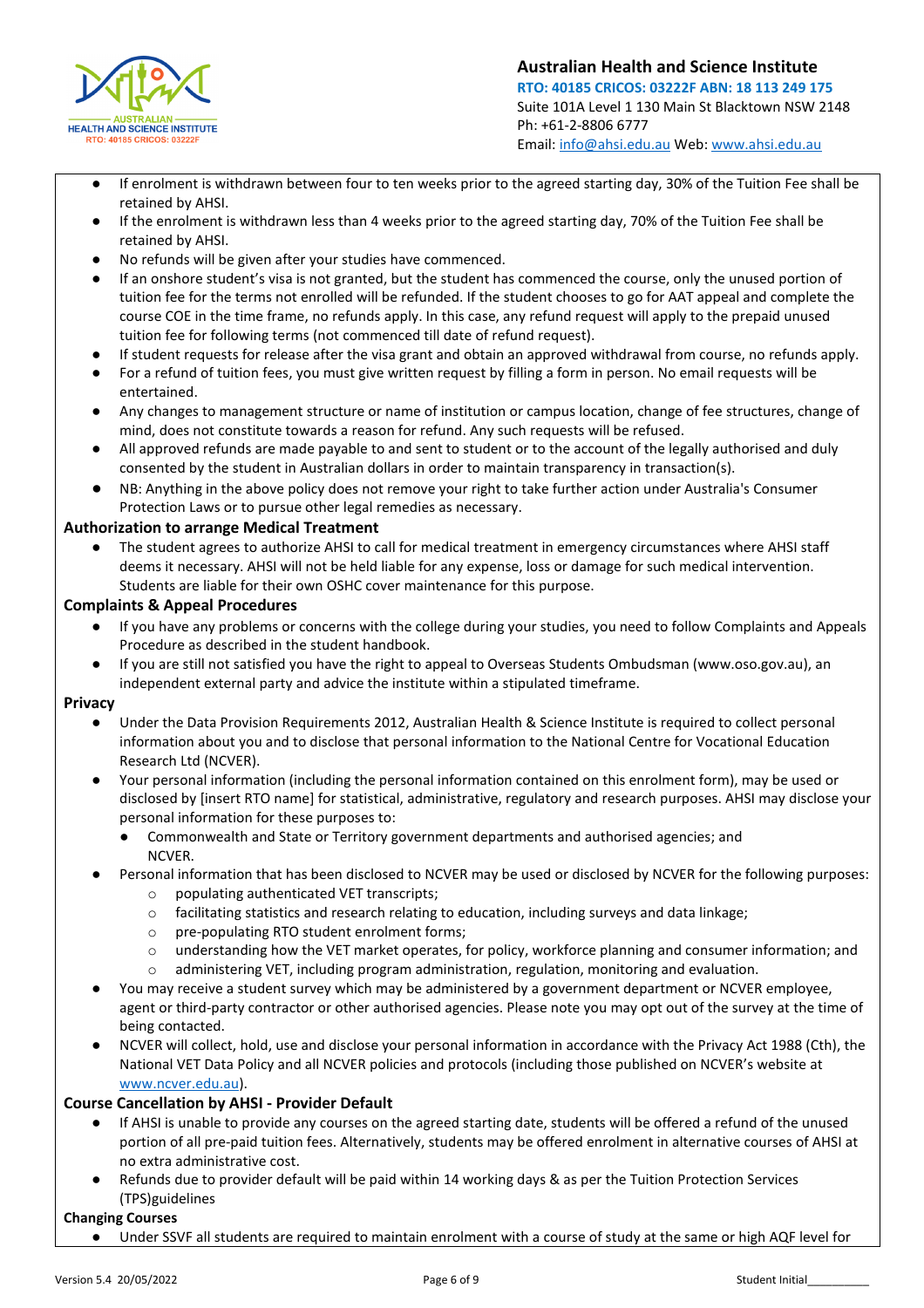- If enrolment is withdrawn between four to ten weeks prior to the agreed starting day, 30% of the Tuition Fee shall be retained by AHSI.
- If the enrolment is withdrawn less than 4 weeks prior to the agreed starting day, 70% of the Tuition Fee shall be retained by AHSI.
- No refunds will be given after your studies have commenced.
- If an onshore student's visa is not granted, but the student has commenced the course, only the unused portion of tuition fee for the terms not enrolled will be refunded. If the student chooses to go for AAT appeal and complete the course COE in the time frame, no refunds apply. In this case, any refund request will apply to the prepaid unused tuition fee for following terms (not commenced till date of refund request).
- If student requests for release after the visa grant and obtain an approved withdrawal from course, no refunds apply.
- For a refund of tuition fees, you must give written request by filling a form in person. No email requests will be entertained.
- Any changes to management structure or name of institution or campus location, change of fee structures, change of mind, does not constitute towards a reason for refund. Any such requests will be refused.
- All approved refunds are made payable to and sent to student or to the account of the legally authorised and duly consented by the student in Australian dollars in order to maintain transparency in transaction(s).
- NB: Anything in the above policy does not remove your right to take further action under Australia's Consumer Protection Laws or to pursue other legal remedies as necessary.

**Authorization to arrange Medical Treatment**

- The student agrees to authorize AHSI to call for medical treatment in emergency circumstances where AHSI staff deems it necessary. AHSI will not be held liable for any expense, loss or damage for such medical intervention. Students are liable for their own OSHC cover maintenance for this purpose.

**Complaints & Appeal Procedures**

- If you have any problems or concerns with the college during your studies, you need to follow Complaints and Appeals Procedure as described in the student handbook.
- If you are still not satisfied you have the right to appeal to Overseas Students Ombudsman (www.oso.gov.au), an independent external party and advice the institute within a stipulated timeframe.

**Privacy**

- Under the Data Provision Requirements 2012, Australian Health & Science Institute is required to collect personal information about you and to disclose that personal information to the National Centre for Vocational Education Research Ltd (NCVER).
- Your personal information (including the personal information contained on this enrolment form), may be used or disclosed by [insert RTO name] for statistical, administrative, regulatory and research purposes. AHSI may disclose your personal information for these purposes to:
  - Commonwealth and State or Territory government departments and authorised agencies; and NCVER.
- Personal information that has been disclosed to NCVER may be used or disclosed by NCVER for the following purposes:
  - populating authenticated VET transcripts;
  - facilitating statistics and research relating to education, including surveys and data linkage;
  - pre-populating RTO student enrolment forms;
  - understanding how the VET market operates, for policy, workforce planning and consumer information; and
  - administering VET, including program administration, regulation, monitoring and evaluation.
- You may receive a student survey which may be administered by a government department or NCVER employee, agent or third-party contractor or other authorised agencies. Please note you may opt out of the survey at the time of being contacted.
- NCVER will collect, hold, use and disclose your personal information in accordance with the Privacy Act 1988 (Cth), the National VET Data Policy and all NCVER policies and protocols (including those published on NCVER's website at www.ncver.edu.au).

**Course Cancellation by AHSI - Provider Default**

- If AHSI is unable to provide any courses on the agreed starting date, students will be offered a refund of the unused portion of all pre-paid tuition fees. Alternatively, students may be offered enrolment in alternative courses of AHSI at no extra administrative cost.
- Refunds due to provider default will be paid within 14 working days & as per the Tuition Protection Services (TPS)guidelines

**Changing Courses**

- Under SSVF all students are required to maintain enrolment with a course of study at the same or high AQF level for

Student Initial__________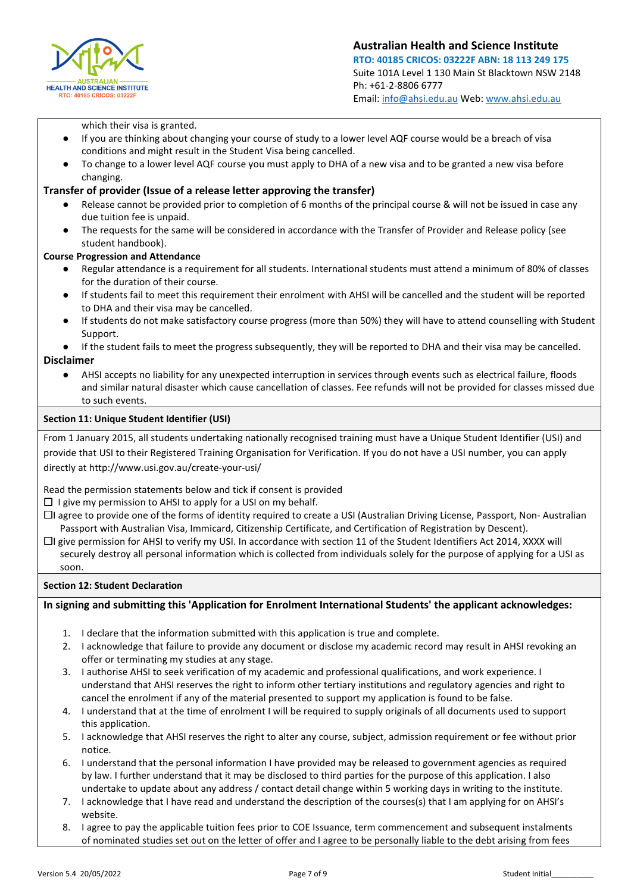which their visa is granted.

- If you are thinking about changing your course of study to a lower level AQF course would be a breach of visa conditions and might result in the Student Visa being cancelled.
- To change to a lower level AQF course you must apply to DHA of a new visa and to be granted a new visa before changing.

**Transfer of provider (Issue of a release letter approving the transfer)**

- Release cannot be provided prior to completion of 6 months of the principal course & will not be issued in case any due tuition fee is unpaid.
- The requests for the same will be considered in accordance with the Transfer of Provider and Release policy (see student handbook).

**Course Progression and Attendance**

- Regular attendance is a requirement for all students. International students must attend a minimum of 80% of classes for the duration of their course.
- If students fail to meet this requirement their enrolment with AHSI will be cancelled and the student will be reported to DHA and their visa may be cancelled.
- If students do not make satisfactory course progress (more than 50%) they will have to attend counselling with Student Support.
- If the student fails to meet the progress subsequently, they will be reported to DHA and their visa may be cancelled.

**Disclaimer**

- AHSI accepts no liability for any unexpected interruption in services through events such as electrical failure, floods and similar natural disaster which cause cancellation of classes. Fee refunds will not be provided for classes missed due to such events.

**Section 11: Unique Student Identifier (USI)**

From 1 January 2015, all students undertaking nationally recognised training must have a Unique Student Identifier (USI) and provide that USI to their Registered Training Organisation for Verification. If you do not have a USI number, you can apply directly at http://www.usi.gov.au/create-your-usi/

Read the permission statements below and tick if consent is provided

☐ I give my permission to AHSI to apply for a USI on my behalf.

☐ I agree to provide one of the forms of identity required to create a USI (Australian Driving License, Passport, Non- Australian Passport with Australian Visa, Immicard, Citizenship Certificate, and Certification of Registration by Descent).

☐ I give permission for AHSI to verify my USI. In accordance with section 11 of the Student Identifiers Act 2014, XXXX will securely destroy all personal information which is collected from individuals solely for the purpose of applying for a USI as soon.

**Section 12: Student Declaration**

**In signing and submitting this 'Application for Enrolment International Students' the applicant acknowledges:**

1. I declare that the information submitted with this application is true and complete.
2. I acknowledge that failure to provide any document or disclose my academic record may result in AHSI revoking an offer or terminating my studies at any stage.
3. I authorise AHSI to seek verification of my academic and professional qualifications, and work experience. I understand that AHSI reserves the right to inform other tertiary institutions and regulatory agencies and right to cancel the enrolment if any of the material presented to support my application is found to be false.
4. I understand that at the time of enrolment I will be required to supply originals of all documents used to support this application.
5. I acknowledge that AHSI reserves the right to alter any course, subject, admission requirement or fee without prior notice.
6. I understand that the personal information I have provided may be released to government agencies as required by law. I further understand that it may be disclosed to third parties for the purpose of this application. I also undertake to update about any address / contact detail change within 5 working days in writing to the institute.
7. I acknowledge that I have read and understand the description of the courses(s) that I am applying for on AHSI's website.
8. I agree to pay the applicable tuition fees prior to COE Issuance, term commencement and subsequent instalments of nominated studies set out on the letter of offer and I agree to be personally liable to the debt arising from fees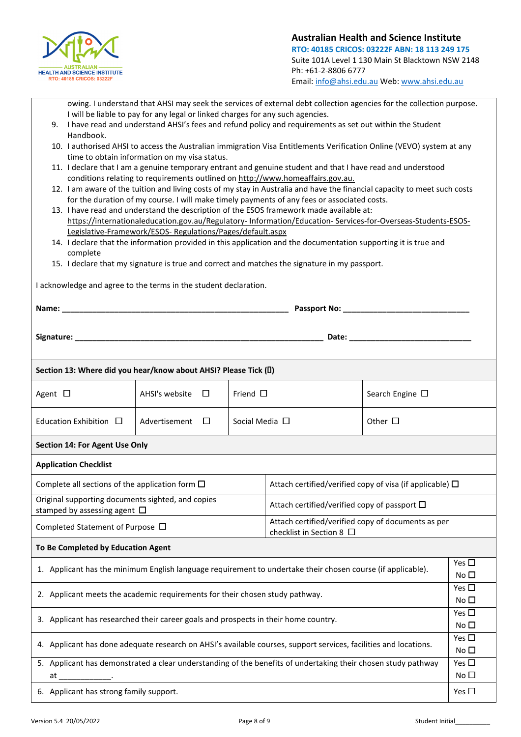**Australian Health and Science Institute**
**RTO: 40185 CRICOS: 03222F ABN: 18 113 249 175**
Suite 101A Level 1 130 Main St Blacktown NSW 2148
Ph: +61-2-8806 6777
Email: info@ahsi.edu.au Web: www.ahsi.edu.au

owing. I understand that AHSI may seek the services of external debt collection agencies for the collection purpose. I will be liable to pay for any legal or linked charges for any such agencies.

9. I have read and understand AHSI's fees and refund policy and requirements as set out within the Student Handbook.
10. I authorised AHSI to access the Australian immigration Visa Entitlements Verification Online (VEVO) system at any time to obtain information on my visa status.
11. I declare that I am a genuine temporary entrant and genuine student and that I have read and understood conditions relating to requirements outlined on http://www.homeaffairs.gov.au.
12. I am aware of the tuition and living costs of my stay in Australia and have the financial capacity to meet such costs for the duration of my course. I will make timely payments of any fees or associated costs.
13. I have read and understand the description of the ESOS framework made available at: https://internationaleducation.gov.au/Regulatory- Information/Education- Services-for-Overseas-Students-ESOS-Legislative-Framework/ESOS- Regulations/Pages/default.aspx
14. I declare that the information provided in this application and the documentation supporting it is true and complete
15. I declare that my signature is true and correct and matches the signature in my passport.

I acknowledge and agree to the terms in the student declaration.

**Name:** ____________________________________________ **Passport No:** ___________________________

**Signature:** ____________________________________________ **Date:** ___________________________

**Section 13: Where did you hear/know about AHSI? Please Tick ()**

| | | | |
|---|---|---|---|
| Agent ☐ | AHSI's website ☐ | Friend ☐ | Search Engine ☐ |
| Education Exhibition ☐ | Advertisement ☐ | Social Media ☐ | Other ☐ |

**Section 14: For Agent Use Only**

**Application Checklist**

| | |
|---|---|
| Complete all sections of the application form ☐ | Attach certified/verified copy of visa (if applicable) ☐ |
| Original supporting documents sighted, and copies stamped by assessing agent ☐ | Attach certified/verified copy of passport ☐ |
| Completed Statement of Purpose ☐ | Attach certified/verified copy of documents as per checklist in Section 8 ☐ |

**To Be Completed by Education Agent**

| | |
|---|---|
| 1. Applicant has the minimum English language requirement to undertake their chosen course (if applicable). | Yes ☐ No ☐ |
| 2. Applicant meets the academic requirements for their chosen study pathway. | Yes ☐ No ☐ |
| 3. Applicant has researched their career goals and prospects in their home country. | Yes ☐ No ☐ |
| 4. Applicant has done adequate research on AHSI's available courses, support services, facilities and locations. | Yes ☐ No ☐ |
| 5. Applicant has demonstrated a clear understanding of the benefits of undertaking their chosen study pathway at ____________. | Yes ☐ No ☐ |
| 6. Applicant has strong family support. | Yes ☐ |

Version 5.4 20/05/2022 Student Initial__________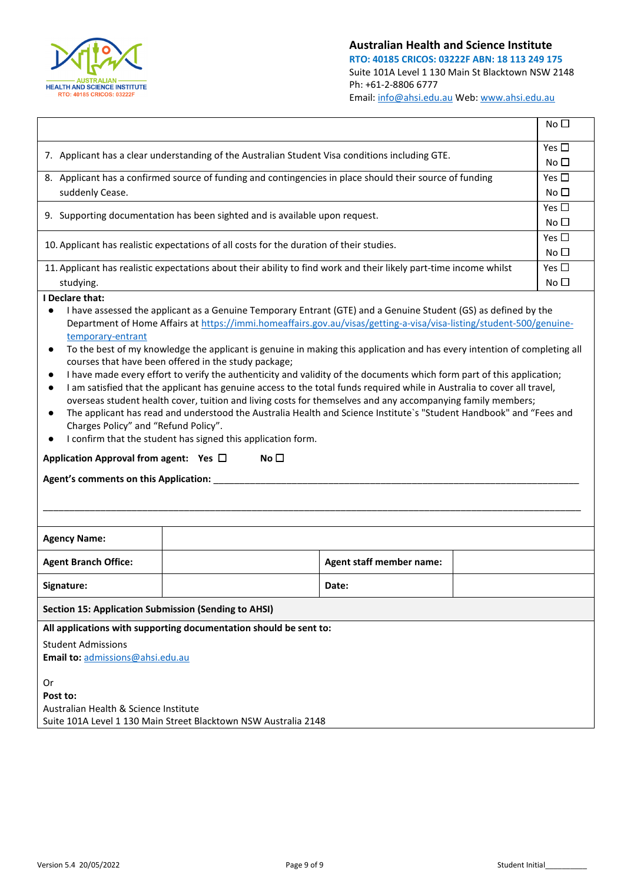| | |
|---|---|
| | No ☐ |
| 7. Applicant has a clear understanding of the Australian Student Visa conditions including GTE. | Yes ☐<br>No ☐ |
| 8. Applicant has a confirmed source of funding and contingencies in place should their source of funding suddenly Cease. | Yes ☐<br>No ☐ |
| 9. Supporting documentation has been sighted and is available upon request. | Yes ☐<br>No ☐ |
| 10. Applicant has realistic expectations of all costs for the duration of their studies. | Yes ☐<br>No ☐ |
| 11. Applicant has realistic expectations about their ability to find work and their likely part-time income whilst studying. | Yes ☐<br>No ☐ |

**I Declare that:**

- I have assessed the applicant as a Genuine Temporary Entrant (GTE) and a Genuine Student (GS) as defined by the Department of Home Affairs at https://immi.homeaffairs.gov.au/visas/getting-a-visa/visa-listing/student-500/genuine-temporary-entrant
- To the best of my knowledge the applicant is genuine in making this application and has every intention of completing all courses that have been offered in the study package;
- I have made every effort to verify the authenticity and validity of the documents which form part of this application;
- I am satisfied that the applicant has genuine access to the total funds required while in Australia to cover all travel, overseas student health cover, tuition and living costs for themselves and any accompanying family members;
- The applicant has read and understood the Australia Health and Science Institute`s "Student Handbook" and "Fees and Charges Policy" and "Refund Policy".
- I confirm that the student has signed this application form.

**Application Approval from agent: Yes** ☐ **No** ☐

**Agent's comments on this Application:** ________________________________________________________________________

______________________________________________________________________________________________________

| | | | |
|---|---|---|---|
| **Agency Name:** | | | |
| **Agent Branch Office:** | | **Agent staff member name:** | |
| **Signature:** | | **Date:** | |

**Section 15: Application Submission (Sending to AHSI)**

**All applications with supporting documentation should be sent to:**

Student Admissions
**Email to:** admissions@ahsi.edu.au

Or
**Post to:**
Australian Health & Science Institute
Suite 101A Level 1 130 Main Street Blacktown NSW Australia 2148